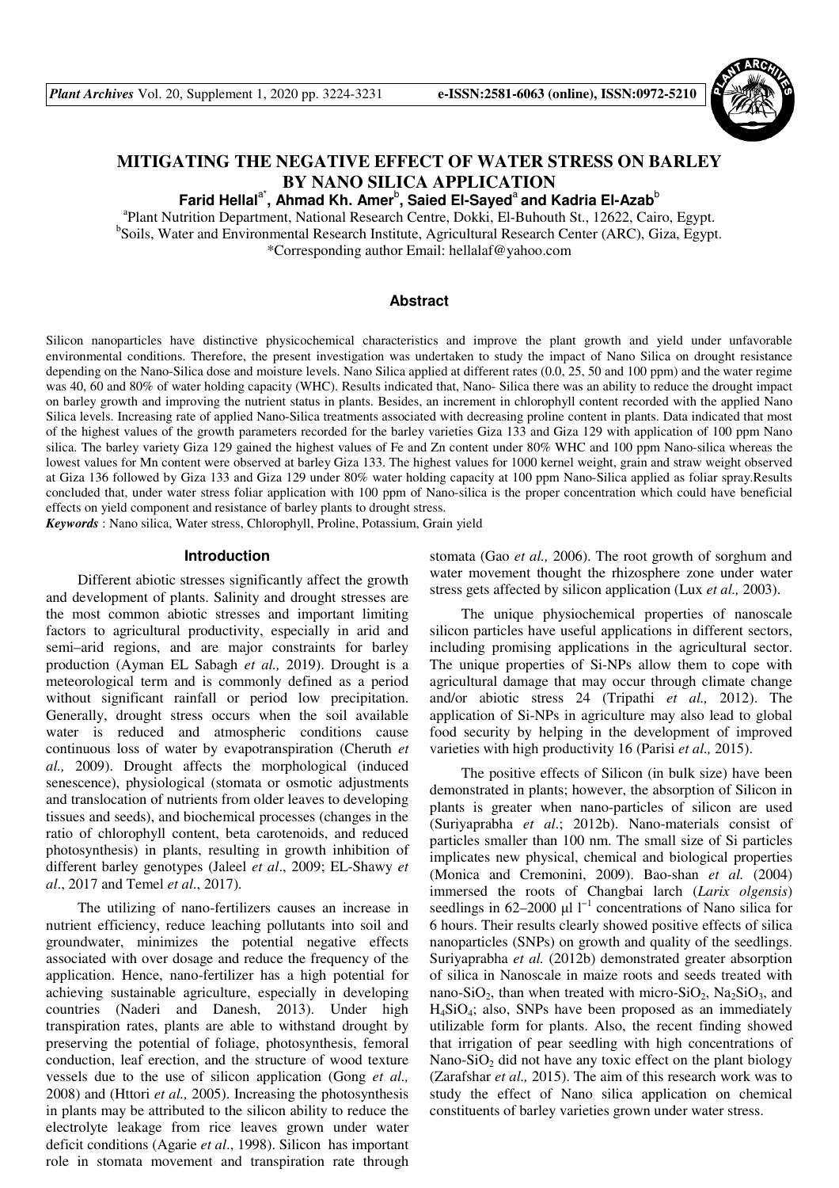# MITIGATING THE NEGATIVE EFFECT OF WATER STRESS ON BARLEY BY NANO SILICA APPLICATION

**Farid Hellal[a*], Ahmad Kh. Amer[b], Saied El-Sayed[a] and Kadria El-Azab[b]**

[a]Plant Nutrition Department, National Research Centre, Dokki, El-Buhouth St., 12622, Cairo, Egypt.
[b]Soils, Water and Environmental Research Institute, Agricultural Research Center (ARC), Giza, Egypt.
*Corresponding author Email: hellalaf@yahoo.com

## Abstract

Silicon nanoparticles have distinctive physicochemical characteristics and improve the plant growth and yield under unfavorable environmental conditions. Therefore, the present investigation was undertaken to study the impact of Nano Silica on drought resistance depending on the Nano-Silica dose and moisture levels. Nano Silica applied at different rates (0.0, 25, 50 and 100 ppm) and the water regime was 40, 60 and 80% of water holding capacity (WHC). Results indicated that, Nano- Silica there was an ability to reduce the drought impact on barley growth and improving the nutrient status in plants. Besides, an increment in chlorophyll content recorded with the applied Nano Silica levels. Increasing rate of applied Nano-Silica treatments associated with decreasing proline content in plants. Data indicated that most of the highest values of the growth parameters recorded for the barley varieties Giza 133 and Giza 129 with application of 100 ppm Nano silica. The barley variety Giza 129 gained the highest values of Fe and Zn content under 80% WHC and 100 ppm Nano-silica whereas the lowest values for Mn content were observed at barley Giza 133. The highest values for 1000 kernel weight, grain and straw weight observed at Giza 136 followed by Giza 133 and Giza 129 under 80% water holding capacity at 100 ppm Nano-Silica applied as foliar spray.Results concluded that, under water stress foliar application with 100 ppm of Nano-silica is the proper concentration which could have beneficial effects on yield component and resistance of barley plants to drought stress.

***Keywords*** : Nano silica, Water stress, Chlorophyll, Proline, Potassium, Grain yield

## Introduction

Different abiotic stresses significantly affect the growth and development of plants. Salinity and drought stresses are the most common abiotic stresses and important limiting factors to agricultural productivity, especially in arid and semi–arid regions, and are major constraints for barley production (Ayman EL Sabagh *et al.,* 2019). Drought is a meteorological term and is commonly defined as a period without significant rainfall or period low precipitation. Generally, drought stress occurs when the soil available water is reduced and atmospheric conditions cause continuous loss of water by evapotranspiration (Cheruth *et al.,* 2009). Drought affects the morphological (induced senescence), physiological (stomata or osmotic adjustments and translocation of nutrients from older leaves to developing tissues and seeds), and biochemical processes (changes in the ratio of chlorophyll content, beta carotenoids, and reduced photosynthesis) in plants, resulting in growth inhibition of different barley genotypes (Jaleel *et al*., 2009; EL-Shawy *et al*., 2017 and Temel *et al*., 2017).

The utilizing of nano-fertilizers causes an increase in nutrient efficiency, reduce leaching pollutants into soil and groundwater, minimizes the potential negative effects associated with over dosage and reduce the frequency of the application. Hence, nano-fertilizer has a high potential for achieving sustainable agriculture, especially in developing countries (Naderi and Danesh, 2013). Under high transpiration rates, plants are able to withstand drought by preserving the potential of foliage, photosynthesis, femoral conduction, leaf erection, and the structure of wood texture vessels due to the use of silicon application (Gong *et al.,* 2008) and (Httori *et al.,* 2005). Increasing the photosynthesis in plants may be attributed to the silicon ability to reduce the electrolyte leakage from rice leaves grown under water deficit conditions (Agarie *et al*., 1998). Silicon has important role in stomata movement and transpiration rate through stomata (Gao *et al.,* 2006). The root growth of sorghum and water movement thought the rhizosphere zone under water stress gets affected by silicon application (Lux *et al.,* 2003).

The unique physiochemical properties of nanoscale silicon particles have useful applications in different sectors, including promising applications in the agricultural sector. The unique properties of Si-NPs allow them to cope with agricultural damage that may occur through climate change and/or abiotic stress 24 (Tripathi *et al.,* 2012). The application of Si-NPs in agriculture may also lead to global food security by helping in the development of improved varieties with high productivity 16 (Parisi *et al.,* 2015).

The positive effects of Silicon (in bulk size) have been demonstrated in plants; however, the absorption of Silicon in plants is greater when nano-particles of silicon are used (Suriyaprabha *et al*.; 2012b). Nano-materials consist of particles smaller than 100 nm. The small size of Si particles implicates new physical, chemical and biological properties (Monica and Cremonini, 2009). Bao-shan *et al.* (2004) immersed the roots of Changbai larch (*Larix olgensis*) seedlings in 62–2000 μl $l^{-1}$ concentrations of Nano silica for 6 hours. Their results clearly showed positive effects of silica nanoparticles (SNPs) on growth and quality of the seedlings. Suriyaprabha *et al.* (2012b) demonstrated greater absorption of silica in Nanoscale in maize roots and seeds treated with nano-$SiO_2$, than when treated with micro-$SiO_2$, $Na_2SiO_3$, and $H_4SiO_4$; also, SNPs have been proposed as an immediately utilizable form for plants. Also, the recent finding showed that irrigation of pear seedling with high concentrations of Nano-$SiO_2$ did not have any toxic effect on the plant biology (Zarafshar *et al.,* 2015). The aim of this research work was to study the effect of Nano silica application on chemical constituents of barley varieties grown under water stress.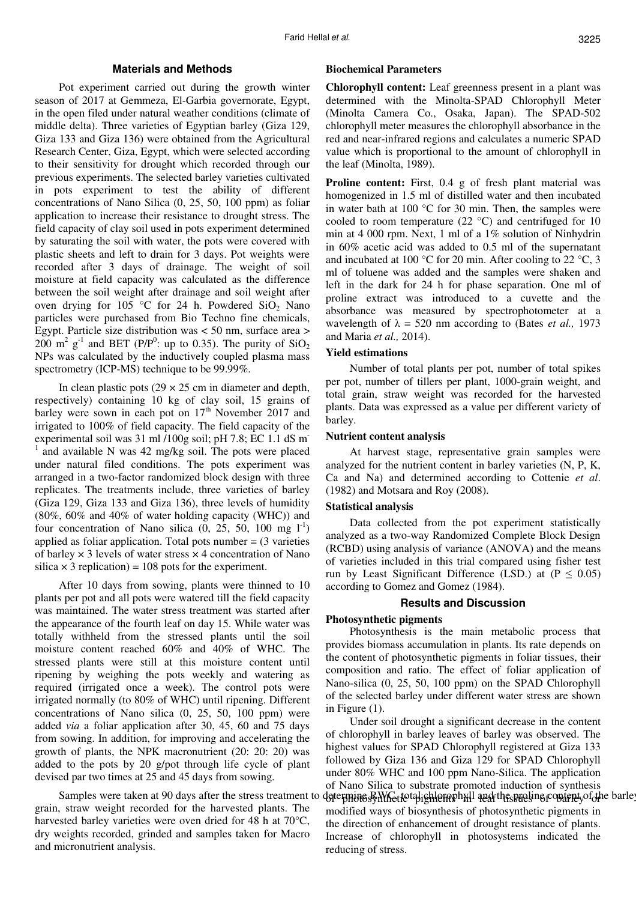## Materials and Methods

Pot experiment carried out during the growth winter season of 2017 at Gemmeza, El-Garbia governorate, Egypt, in the open filed under natural weather conditions (climate of middle delta). Three varieties of Egyptian barley (Giza 129, Giza 133 and Giza 136) were obtained from the Agricultural Research Center, Giza, Egypt, which were selected according to their sensitivity for drought which recorded through our previous experiments. The selected barley varieties cultivated in pots experiment to test the ability of different concentrations of Nano Silica (0, 25, 50, 100 ppm) as foliar application to increase their resistance to drought stress. The field capacity of clay soil used in pots experiment determined by saturating the soil with water, the pots were covered with plastic sheets and left to drain for 3 days. Pot weights were recorded after 3 days of drainage. The weight of soil moisture at field capacity was calculated as the difference between the soil weight after drainage and soil weight after oven drying for 105 °C for 24 h. Powdered $SiO_2$ Nano particles were purchased from Bio Techno fine chemicals, Egypt. Particle size distribution was < 50 nm, surface area > 200 $m^2$ $g^{-1}$ and BET ($P/P^0$: up to 0.35). The purity of $SiO_2$ NPs was calculated by the inductively coupled plasma mass spectrometry (ICP-MS) technique to be 99.99%.

In clean plastic pots (29 × 25 cm in diameter and depth, respectively) containing 10 kg of clay soil, 15 grains of barley were sown in each pot on 17th November 2017 and irrigated to 100% of field capacity. The field capacity of the experimental soil was 31 ml /100g soil; pH 7.8; EC 1.1 dS $m^{-1}$ and available N was 42 mg/kg soil. The pots were placed under natural filed conditions. The pots experiment was arranged in a two-factor randomized block design with three replicates. The treatments include, three varieties of barley (Giza 129, Giza 133 and Giza 136), three levels of humidity (80%, 60% and 40% of water holding capacity (WHC)) and four concentration of Nano silica (0, 25, 50, 100 mg $l^{-1}$) applied as foliar application. Total pots number = (3 varieties of barley × 3 levels of water stress × 4 concentration of Nano silica × 3 replication) = 108 pots for the experiment.

After 10 days from sowing, plants were thinned to 10 plants per pot and all pots were watered till the field capacity was maintained. The water stress treatment was started after the appearance of the fourth leaf on day 15. While water was totally withheld from the stressed plants until the soil moisture content reached 60% and 40% of WHC. The stressed plants were still at this moisture content until ripening by weighing the pots weekly and watering as required (irrigated once a week). The control pots were irrigated normally (to 80% of WHC) until ripening. Different concentrations of Nano silica (0, 25, 50, 100 ppm) were added *via* a foliar application after 30, 45, 60 and 75 days from sowing. In addition, for improving and accelerating the growth of plants, the NPK macronutrient (20: 20: 20) was added to the pots by 20 g/pot through life cycle of plant devised par two times at 25 and 45 days from sowing.

Samples were taken at 90 days after the stress treatment to determine RWC, total chlorophyll and the proline content of the barley grain, straw weight recorded for the harvested plants. The harvested barley varieties were oven dried for 48 h at 70°C, dry weights recorded, grinded and samples taken for Macro and micronutrient analysis.

### Biochemical Parameters

**Chlorophyll content:** Leaf greenness present in a plant was determined with the Minolta-SPAD Chlorophyll Meter (Minolta Camera Co., Osaka, Japan). The SPAD-502 chlorophyll meter measures the chlorophyll absorbance in the red and near-infrared regions and calculates a numeric SPAD value which is proportional to the amount of chlorophyll in the leaf (Minolta, 1989).

**Proline content:** First, 0.4 g of fresh plant material was homogenized in 1.5 ml of distilled water and then incubated in water bath at 100 °C for 30 min. Then, the samples were cooled to room temperature (22 °C) and centrifuged for 10 min at 4 000 rpm. Next, 1 ml of a 1% solution of Ninhydrin in 60% acetic acid was added to 0.5 ml of the supernatant and incubated at 100 °C for 20 min. After cooling to 22 °C, 3 ml of toluene was added and the samples were shaken and left in the dark for 24 h for phase separation. One ml of proline extract was introduced to a cuvette and the absorbance was measured by spectrophotometer at a wavelength of λ = 520 nm according to (Bates *et al.,* 1973 and Maria *et al.,* 2014).

### Yield estimations

Number of total plants per pot, number of total spikes per pot, number of tillers per plant, 1000-grain weight, and total grain, straw weight was recorded for the harvested plants. Data was expressed as a value per different variety of barley.

### Nutrient content analysis

At harvest stage, representative grain samples were analyzed for the nutrient content in barley varieties (N, P, K, Ca and Na) and determined according to Cottenie *et al*. (1982) and Motsara and Roy (2008).

### Statistical analysis

Data collected from the pot experiment statistically analyzed as a two-way Randomized Complete Block Design (RCBD) using analysis of variance (ANOVA) and the means of varieties included in this trial compared using fisher test run by Least Significant Difference (LSD.) at ($P \leq 0.05$) according to Gomez and Gomez (1984).

## Results and Discussion

### Photosynthetic pigments

Photosynthesis is the main metabolic process that provides biomass accumulation in plants. Its rate depends on the content of photosynthetic pigments in foliar tissues, their composition and ratio. The effect of foliar application of Nano-silica (0, 25, 50, 100 ppm) on the SPAD Chlorophyll of the selected barley under different water stress are shown in Figure (1).

Under soil drought a significant decrease in the content of chlorophyll in barley leaves of barley was observed. The highest values for SPAD Chlorophyll registered at Giza 133 followed by Giza 136 and Giza 129 for SPAD Chlorophyll under 80% WHC and 100 ppm Nano-Silica. The application of Nano Silica to substrate promoted induction of synthesis of photosynthetic pigments in leaf tissues of barley or modified ways of biosynthesis of photosynthetic pigments in the direction of enhancement of drought resistance of plants. Increase of chlorophyll in photosystems indicated the reducing of stress.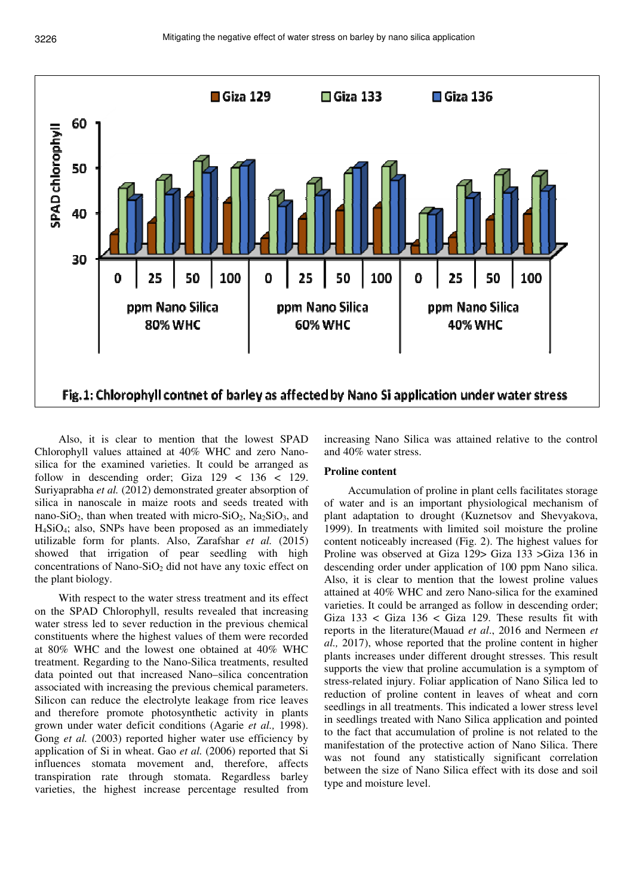Fig. 1: Chlorophyll contnet of barley as affected by Nano Si application under water stress

Also, it is clear to mention that the lowest SPAD Chlorophyll values attained at 40% WHC and zero Nano-silica for the examined varieties. It could be arranged as follow in descending order; Giza 129 < 136 < 129. Suriyaprabha *et al.* (2012) demonstrated greater absorption of silica in nanoscale in maize roots and seeds treated with nano-$SiO_2$, than when treated with micro-$SiO_2$, $Na_2SiO_3$, and $H_4SiO_4$; also, SNPs have been proposed as an immediately utilizable form for plants. Also, Zarafshar *et al.* (2015) showed that irrigation of pear seedling with high concentrations of Nano-$SiO_2$ did not have any toxic effect on the plant biology.

With respect to the water stress treatment and its effect on the SPAD Chlorophyll, results revealed that increasing water stress led to sever reduction in the previous chemical constituents where the highest values of them were recorded at 80% WHC and the lowest one obtained at 40% WHC treatment. Regarding to the Nano-Silica treatments, resulted data pointed out that increased Nano–silica concentration associated with increasing the previous chemical parameters. Silicon can reduce the electrolyte leakage from rice leaves and therefore promote photosynthetic activity in plants grown under water deficit conditions (Agarie *et al.,* 1998). Gong *et al.* (2003) reported higher water use efficiency by application of Si in wheat. Gao *et al.* (2006) reported that Si influences stomata movement and, therefore, affects transpiration rate through stomata. Regardless barley varieties, the highest increase percentage resulted from increasing Nano Silica was attained relative to the control and 40% water stress.

**Proline content**

Accumulation of proline in plant cells facilitates storage of water and is an important physiological mechanism of plant adaptation to drought (Kuznetsov and Shevyakova, 1999). In treatments with limited soil moisture the proline content noticeably increased (Fig. 2). The highest values for Proline was observed at Giza 129> Giza 133 >Giza 136 in descending order under application of 100 ppm Nano silica. Also, it is clear to mention that the lowest proline values attained at 40% WHC and zero Nano-silica for the examined varieties. It could be arranged as follow in descending order; Giza 133 < Giza 136 < Giza 129. These results fit with reports in the literature(Mauad *et al*., 2016 and Nermeen *et al.,* 2017), whose reported that the proline content in higher plants increases under different drought stresses. This result supports the view that proline accumulation is a symptom of stress-related injury. Foliar application of Nano Silica led to reduction of proline content in leaves of wheat and corn seedlings in all treatments. This indicated a lower stress level in seedlings treated with Nano Silica application and pointed to the fact that accumulation of proline is not related to the manifestation of the protective action of Nano Silica. There was not found any statistically significant correlation between the size of Nano Silica effect with its dose and soil type and moisture level.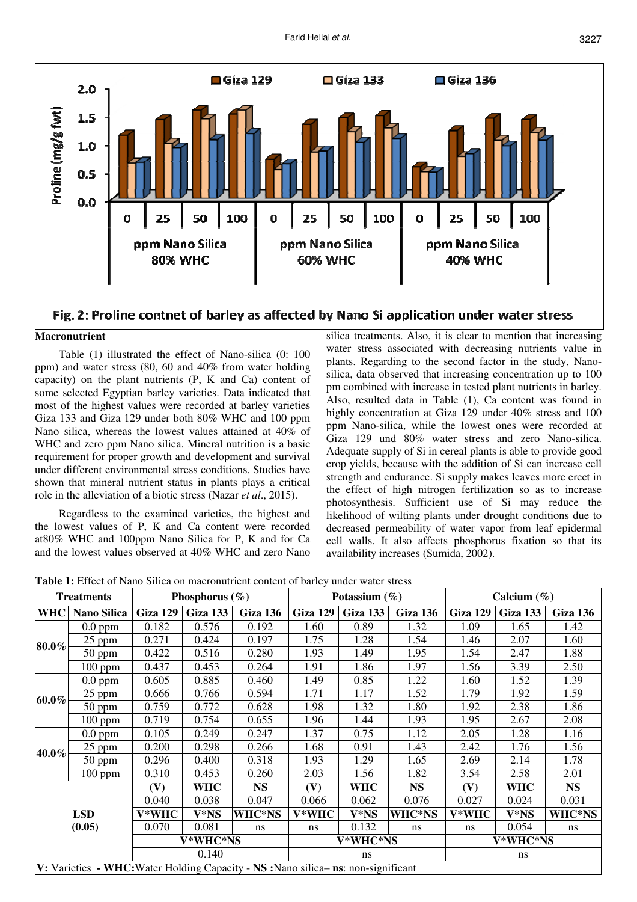Fig. 2: Proline contnet of barley as affected by Nano Si application under water stress

**Macronutrient**

Table (1) illustrated the effect of Nano-silica (0: 100 ppm) and water stress (80, 60 and 40% from water holding capacity) on the plant nutrients (P, K and Ca) content of some selected Egyptian barley varieties. Data indicated that most of the highest values were recorded at barley varieties Giza 133 and Giza 129 under both 80% WHC and 100 ppm Nano silica, whereas the lowest values attained at 40% of WHC and zero ppm Nano silica. Mineral nutrition is a basic requirement for proper growth and development and survival under different environmental stress conditions. Studies have shown that mineral nutrient status in plants plays a critical role in the alleviation of a biotic stress (Nazar *et al*., 2015).

Regardless to the examined varieties, the highest and the lowest values of P, K and Ca content were recorded at80% WHC and 100ppm Nano Silica for P, K and for Ca and the lowest values observed at 40% WHC and zero Nano silica treatments. Also, it is clear to mention that increasing water stress associated with decreasing nutrients value in plants. Regarding to the second factor in the study, Nano-silica, data observed that increasing concentration up to 100 pm combined with increase in tested plant nutrients in barley. Also, resulted data in Table (1), Ca content was found in highly concentration at Giza 129 under 40% stress and 100 ppm Nano-silica, while the lowest ones were recorded at Giza 129 und 80% water stress and zero Nano-silica. Adequate supply of Si in cereal plants is able to provide good crop yields, because with the addition of Si can increase cell strength and endurance. Si supply makes leaves more erect in the effect of high nitrogen fertilization so as to increase photosynthesis. Sufficient use of Si may reduce the likelihood of wilting plants under drought conditions due to decreased permeability of water vapor from leaf epidermal cell walls. It also affects phosphorus fixation so that its availability increases (Sumida, 2002).

**Table 1:** Effect of Nano Silica on macronutrient content of barley under water stress

| Treatments | | Phosphorus (%) | | | Potassium (%) | | | Calcium (%) | | |
|---|---|---|---|---|---|---|---|---|---|---|
| **WHC** | **Nano Silica** | **Giza 129** | **Giza 133** | **Giza 136** | **Giza 129** | **Giza 133** | **Giza 136** | **Giza 129** | **Giza 133** | **Giza 136** |
| **80.0%** | 0.0 ppm | 0.182 | 0.576 | 0.192 | 1.60 | 0.89 | 1.32 | 1.09 | 1.65 | 1.42 |
| | 25 ppm | 0.271 | 0.424 | 0.197 | 1.75 | 1.28 | 1.54 | 1.46 | 2.07 | 1.60 |
| | 50 ppm | 0.422 | 0.516 | 0.280 | 1.93 | 1.49 | 1.95 | 1.54 | 2.47 | 1.88 |
| | 100 ppm | 0.437 | 0.453 | 0.264 | 1.91 | 1.86 | 1.97 | 1.56 | 3.39 | 2.50 |
| **60.0%** | 0.0 ppm | 0.605 | 0.885 | 0.460 | 1.49 | 0.85 | 1.22 | 1.60 | 1.52 | 1.39 |
| | 25 ppm | 0.666 | 0.766 | 0.594 | 1.71 | 1.17 | 1.52 | 1.79 | 1.92 | 1.59 |
| | 50 ppm | 0.759 | 0.772 | 0.628 | 1.98 | 1.32 | 1.80 | 1.92 | 2.38 | 1.86 |
| | 100 ppm | 0.719 | 0.754 | 0.655 | 1.96 | 1.44 | 1.93 | 1.95 | 2.67 | 2.08 |
| **40.0%** | 0.0 ppm | 0.105 | 0.249 | 0.247 | 1.37 | 0.75 | 1.12 | 2.05 | 1.28 | 1.16 |
| | 25 ppm | 0.200 | 0.298 | 0.266 | 1.68 | 0.91 | 1.43 | 2.42 | 1.76 | 1.56 |
| | 50 ppm | 0.296 | 0.400 | 0.318 | 1.93 | 1.29 | 1.65 | 2.69 | 2.14 | 1.78 |
| | 100 ppm | 0.310 | 0.453 | 0.260 | 2.03 | 1.56 | 1.82 | 3.54 | 2.58 | 2.01 |
| **LSD (0.05)** | | **(V)** | **WHC** | **NS** | **(V)** | **WHC** | **NS** | **(V)** | **WHC** | **NS** |
| | | 0.040 | 0.038 | 0.047 | 0.066 | 0.062 | 0.076 | 0.027 | 0.024 | 0.031 |
| | | **V*WHC** | **V*NS** | **WHC*NS** | **V*WHC** | **V*NS** | **WHC*NS** | **V*WHC** | **V*NS** | **WHC*NS** |
| | | 0.070 | 0.081 | ns | ns | 0.132 | ns | ns | 0.054 | ns |
| | | **V*WHC*NS** | | | **V*WHC*NS** | | | **V*WHC*NS** | | |
| | | 0.140 | | | ns | | | ns | | |

**V:** Varieties - **WHC:**Water Holding Capacity - **NS :**Nano silica– **ns**: non-significant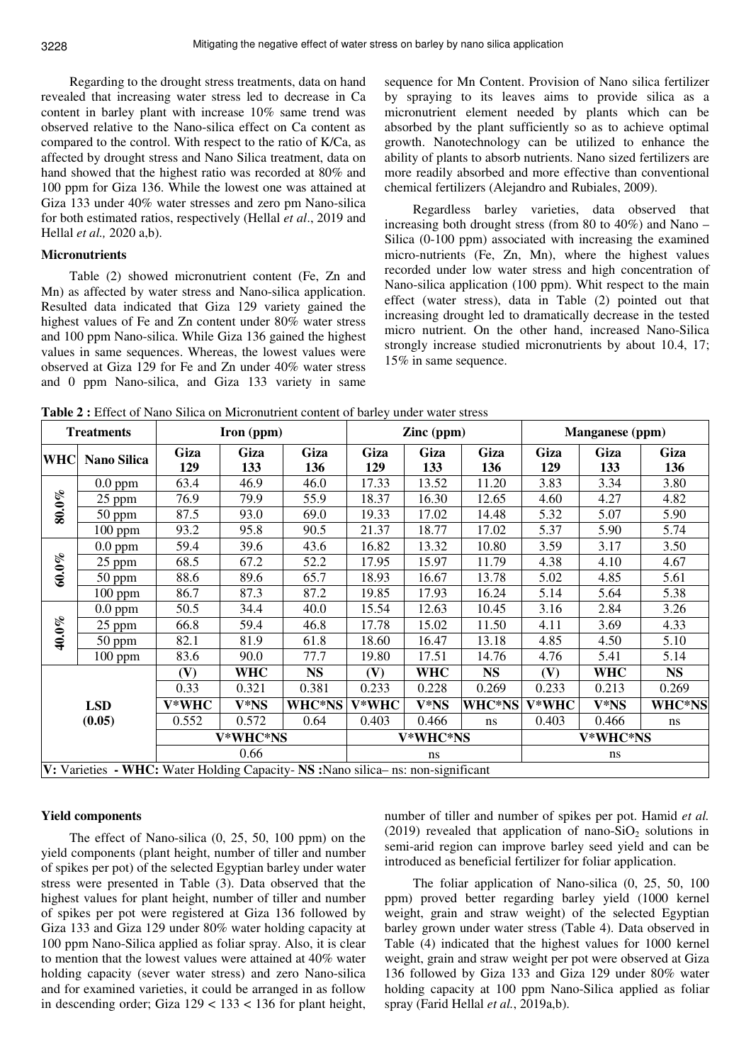Regarding to the drought stress treatments, data on hand revealed that increasing water stress led to decrease in Ca content in barley plant with increase 10% same trend was observed relative to the Nano-silica effect on Ca content as compared to the control. With respect to the ratio of K/Ca, as affected by drought stress and Nano Silica treatment, data on hand showed that the highest ratio was recorded at 80% and 100 ppm for Giza 136. While the lowest one was attained at Giza 133 under 40% water stresses and zero pm Nano-silica for both estimated ratios, respectively (Hellal *et al*., 2019 and Hellal *et al.,* 2020 a,b).

### Micronutrients

Table (2) showed micronutrient content (Fe, Zn and Mn) as affected by water stress and Nano-silica application. Resulted data indicated that Giza 129 variety gained the highest values of Fe and Zn content under 80% water stress and 100 ppm Nano-silica. While Giza 136 gained the highest values in same sequences. Whereas, the lowest values were observed at Giza 129 for Fe and Zn under 40% water stress and 0 ppm Nano-silica, and Giza 133 variety in same sequence for Mn Content. Provision of Nano silica fertilizer by spraying to its leaves aims to provide silica as a micronutrient element needed by plants which can be absorbed by the plant sufficiently so as to achieve optimal growth. Nanotechnology can be utilized to enhance the ability of plants to absorb nutrients. Nano sized fertilizers are more readily absorbed and more effective than conventional chemical fertilizers (Alejandro and Rubiales, 2009).

Regardless barley varieties, data observed that increasing both drought stress (from 80 to 40%) and Nano – Silica (0-100 ppm) associated with increasing the examined micro-nutrients (Fe, Zn, Mn), where the highest values recorded under low water stress and high concentration of Nano-silica application (100 ppm). Whit respect to the main effect (water stress), data in Table (2) pointed out that increasing drought led to dramatically decrease in the tested micro nutrient. On the other hand, increased Nano-Silica strongly increase studied micronutrients by about 10.4, 17; 15% in same sequence.

**Table 2 :** Effect of Nano Silica on Micronutrient content of barley under water stress

| Treatments | | Iron (ppm) | | | Zinc (ppm) | | | Manganese (ppm) | | |
|---|---|---|---|---|---|---|---|---|---|---|
| **WHC** | **Nano Silica** | **Giza 129** | **Giza 133** | **Giza 136** | **Giza 129** | **Giza 133** | **Giza 136** | **Giza 129** | **Giza 133** | **Giza 136** |
| 80.0% | 0.0 ppm | 63.4 | 46.9 | 46.0 | 17.33 | 13.52 | 11.20 | 3.83 | 3.34 | 3.80 |
| | 25 ppm | 76.9 | 79.9 | 55.9 | 18.37 | 16.30 | 12.65 | 4.60 | 4.27 | 4.82 |
| | 50 ppm | 87.5 | 93.0 | 69.0 | 19.33 | 17.02 | 14.48 | 5.32 | 5.07 | 5.90 |
| | 100 ppm | 93.2 | 95.8 | 90.5 | 21.37 | 18.77 | 17.02 | 5.37 | 5.90 | 5.74 |
| 60.0% | 0.0 ppm | 59.4 | 39.6 | 43.6 | 16.82 | 13.32 | 10.80 | 3.59 | 3.17 | 3.50 |
| | 25 ppm | 68.5 | 67.2 | 52.2 | 17.95 | 15.97 | 11.79 | 4.38 | 4.10 | 4.67 |
| | 50 ppm | 88.6 | 89.6 | 65.7 | 18.93 | 16.67 | 13.78 | 5.02 | 4.85 | 5.61 |
| | 100 ppm | 86.7 | 87.3 | 87.2 | 19.85 | 17.93 | 16.24 | 5.14 | 5.64 | 5.38 |
| 40.0% | 0.0 ppm | 50.5 | 34.4 | 40.0 | 15.54 | 12.63 | 10.45 | 3.16 | 2.84 | 3.26 |
| | 25 ppm | 66.8 | 59.4 | 46.8 | 17.78 | 15.02 | 11.50 | 4.11 | 3.69 | 4.33 |
| | 50 ppm | 82.1 | 81.9 | 61.8 | 18.60 | 16.47 | 13.18 | 4.85 | 4.50 | 5.10 |
| | 100 ppm | 83.6 | 90.0 | 77.7 | 19.80 | 17.51 | 14.76 | 4.76 | 5.41 | 5.14 |
| LSD (0.05) | | **(V)** | **WHC** | **NS** | **(V)** | **WHC** | **NS** | **(V)** | **WHC** | **NS** |
| | | 0.33 | 0.321 | 0.381 | 0.233 | 0.228 | 0.269 | 0.233 | 0.213 | 0.269 |
| | | **V*WHC** | **V*NS** | **WHC*NS** | **V*WHC** | **V*NS** | **WHC*NS** | **V*WHC** | **V*NS** | **WHC*NS** |
| | | 0.552 | 0.572 | 0.64 | 0.403 | 0.466 | ns | 0.403 | 0.466 | ns |
| | | **V*WHC*NS** | | | **V*WHC*NS** | | | **V*WHC*NS** | | |
| | | 0.66 | | | ns | | | ns | | |

**V:** Varieties **- WHC:** Water Holding Capacity- **NS :**Nano silica– ns: non-significant

### Yield components

The effect of Nano-silica (0, 25, 50, 100 ppm) on the yield components (plant height, number of tiller and number of spikes per pot) of the selected Egyptian barley under water stress were presented in Table (3). Data observed that the highest values for plant height, number of tiller and number of spikes per pot were registered at Giza 136 followed by Giza 133 and Giza 129 under 80% water holding capacity at 100 ppm Nano-Silica applied as foliar spray. Also, it is clear to mention that the lowest values were attained at 40% water holding capacity (sever water stress) and zero Nano-silica and for examined varieties, it could be arranged in as follow in descending order; Giza 129 < 133 < 136 for plant height, number of tiller and number of spikes per pot. Hamid *et al.* (2019) revealed that application of nano-$SiO_2$ solutions in semi-arid region can improve barley seed yield and can be introduced as beneficial fertilizer for foliar application.

The foliar application of Nano-silica (0, 25, 50, 100 ppm) proved better regarding barley yield (1000 kernel weight, grain and straw weight) of the selected Egyptian barley grown under water stress (Table 4). Data observed in Table (4) indicated that the highest values for 1000 kernel weight, grain and straw weight per pot were observed at Giza 136 followed by Giza 133 and Giza 129 under 80% water holding capacity at 100 ppm Nano-Silica applied as foliar spray (Farid Hellal *et al.*, 2019a,b).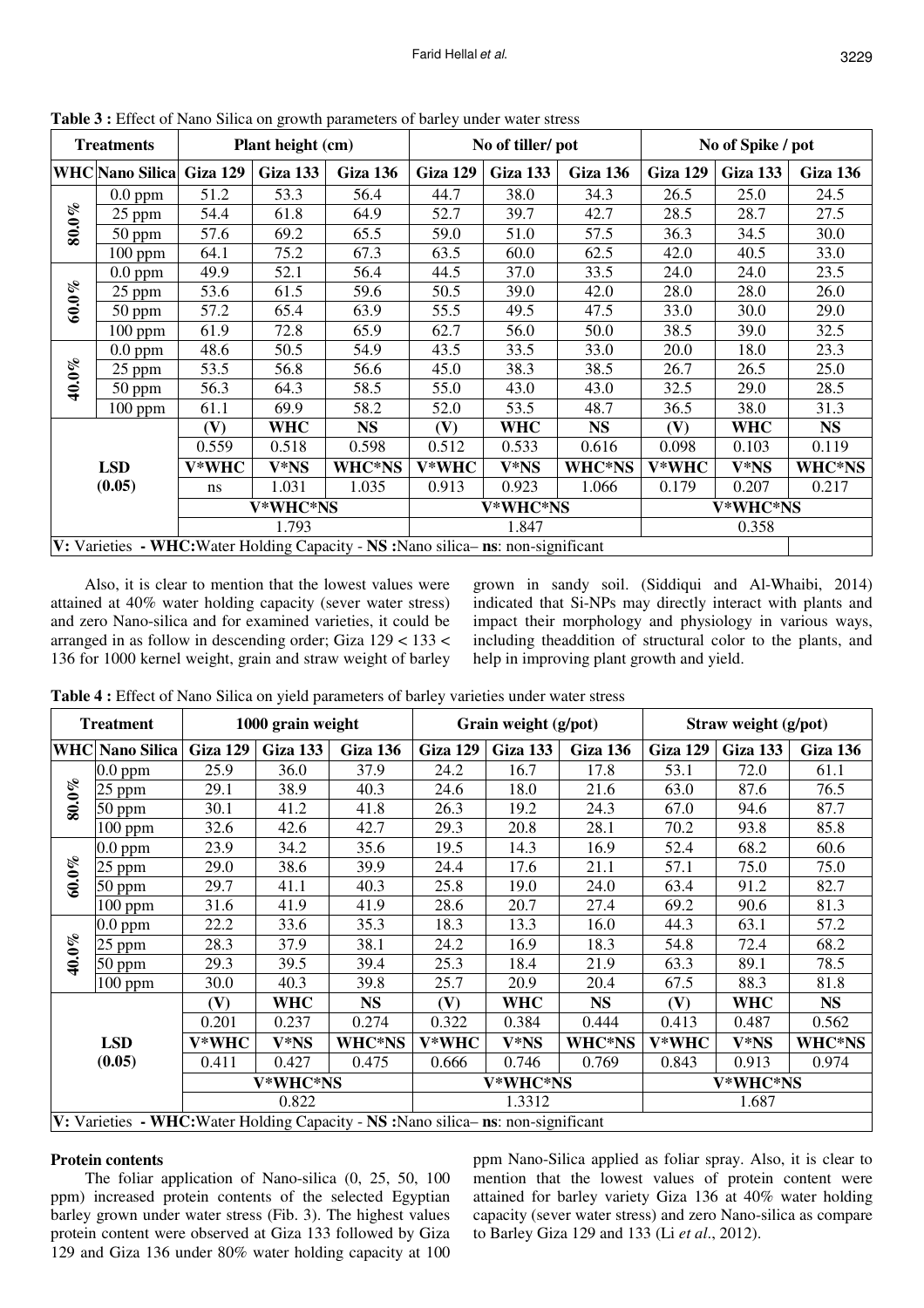**Table 3 :** Effect of Nano Silica on growth parameters of barley under water stress

| Treatments | | Plant height (cm) | | | No of tiller/ pot | | | No of Spike / pot | | |
|---|---|---|---|---|---|---|---|---|---|---|
| **WHC** | **Nano Silica** | **Giza 129** | **Giza 133** | **Giza 136** | **Giza 129** | **Giza 133** | **Giza 136** | **Giza 129** | **Giza 133** | **Giza 136** |
| 80.0% | 0.0 ppm | 51.2 | 53.3 | 56.4 | 44.7 | 38.0 | 34.3 | 26.5 | 25.0 | 24.5 |
| | 25 ppm | 54.4 | 61.8 | 64.9 | 52.7 | 39.7 | 42.7 | 28.5 | 28.7 | 27.5 |
| | 50 ppm | 57.6 | 69.2 | 65.5 | 59.0 | 51.0 | 57.5 | 36.3 | 34.5 | 30.0 |
| | 100 ppm | 64.1 | 75.2 | 67.3 | 63.5 | 60.0 | 62.5 | 42.0 | 40.5 | 33.0 |
| 60.0% | 0.0 ppm | 49.9 | 52.1 | 56.4 | 44.5 | 37.0 | 33.5 | 24.0 | 24.0 | 23.5 |
| | 25 ppm | 53.6 | 61.5 | 59.6 | 50.5 | 39.0 | 42.0 | 28.0 | 28.0 | 26.0 |
| | 50 ppm | 57.2 | 65.4 | 63.9 | 55.5 | 49.5 | 47.5 | 33.0 | 30.0 | 29.0 |
| | 100 ppm | 61.9 | 72.8 | 65.9 | 62.7 | 56.0 | 50.0 | 38.5 | 39.0 | 32.5 |
| 40.0% | 0.0 ppm | 48.6 | 50.5 | 54.9 | 43.5 | 33.5 | 33.0 | 20.0 | 18.0 | 23.3 |
| | 25 ppm | 53.5 | 56.8 | 56.6 | 45.0 | 38.3 | 38.5 | 26.7 | 26.5 | 25.0 |
| | 50 ppm | 56.3 | 64.3 | 58.5 | 55.0 | 43.0 | 43.0 | 32.5 | 29.0 | 28.5 |
| | 100 ppm | 61.1 | 69.9 | 58.2 | 52.0 | 53.5 | 48.7 | 36.5 | 38.0 | 31.3 |
| LSD (0.05) | | **(V)** | **WHC** | **NS** | **(V)** | **WHC** | **NS** | **(V)** | **WHC** | **NS** |
| | | 0.559 | 0.518 | 0.598 | 0.512 | 0.533 | 0.616 | 0.098 | 0.103 | 0.119 |
| | | **V*WHC** | **V*NS** | **WHC*NS** | **V*WHC** | **V*NS** | **WHC*NS** | **V*WHC** | **V*NS** | **WHC*NS** |
| | | ns | 1.031 | 1.035 | 0.913 | 0.923 | 1.066 | 0.179 | 0.207 | 0.217 |
| | | **V*WHC*NS** | | | **V*WHC*NS** | | | **V*WHC*NS** | | |
| | | 1.793 | | | 1.847 | | | 0.358 | | |

**V:** Varieties **- WHC:**Water Holding Capacity - **NS :**Nano silica– **ns**: non-significant

Also, it is clear to mention that the lowest values were attained at 40% water holding capacity (sever water stress) and zero Nano-silica and for examined varieties, it could be arranged in as follow in descending order; Giza 129 < 133 < 136 for 1000 kernel weight, grain and straw weight of barley grown in sandy soil. (Siddiqui and Al-Whaibi, 2014) indicated that Si-NPs may directly interact with plants and impact their morphology and physiology in various ways, including theaddition of structural color to the plants, and help in improving plant growth and yield.

**Table 4 :** Effect of Nano Silica on yield parameters of barley varieties under water stress

| Treatment | | 1000 grain weight | | | Grain weight (g/pot) | | | Straw weight (g/pot) | | |
|---|---|---|---|---|---|---|---|---|---|---|
| **WHC** | **Nano Silica** | **Giza 129** | **Giza 133** | **Giza 136** | **Giza 129** | **Giza 133** | **Giza 136** | **Giza 129** | **Giza 133** | **Giza 136** |
| 80.0% | 0.0 ppm | 25.9 | 36.0 | 37.9 | 24.2 | 16.7 | 17.8 | 53.1 | 72.0 | 61.1 |
| | 25 ppm | 29.1 | 38.9 | 40.3 | 24.6 | 18.0 | 21.6 | 63.0 | 87.6 | 76.5 |
| | 50 ppm | 30.1 | 41.2 | 41.8 | 26.3 | 19.2 | 24.3 | 67.0 | 94.6 | 87.7 |
| | 100 ppm | 32.6 | 42.6 | 42.7 | 29.3 | 20.8 | 28.1 | 70.2 | 93.8 | 85.8 |
| 60.0% | 0.0 ppm | 23.9 | 34.2 | 35.6 | 19.5 | 14.3 | 16.9 | 52.4 | 68.2 | 60.6 |
| | 25 ppm | 29.0 | 38.6 | 39.9 | 24.4 | 17.6 | 21.1 | 57.1 | 75.0 | 75.0 |
| | 50 ppm | 29.7 | 41.1 | 40.3 | 25.8 | 19.0 | 24.0 | 63.4 | 91.2 | 82.7 |
| | 100 ppm | 31.6 | 41.9 | 41.9 | 28.6 | 20.7 | 27.4 | 69.2 | 90.6 | 81.3 |
| 40.0% | 0.0 ppm | 22.2 | 33.6 | 35.3 | 18.3 | 13.3 | 16.0 | 44.3 | 63.1 | 57.2 |
| | 25 ppm | 28.3 | 37.9 | 38.1 | 24.2 | 16.9 | 18.3 | 54.8 | 72.4 | 68.2 |
| | 50 ppm | 29.3 | 39.5 | 39.4 | 25.3 | 18.4 | 21.9 | 63.3 | 89.1 | 78.5 |
| | 100 ppm | 30.0 | 40.3 | 39.8 | 25.7 | 20.9 | 20.4 | 67.5 | 88.3 | 81.8 |
| LSD (0.05) | | **(V)** | **WHC** | **NS** | **(V)** | **WHC** | **NS** | **(V)** | **WHC** | **NS** |
| | | 0.201 | 0.237 | 0.274 | 0.322 | 0.384 | 0.444 | 0.413 | 0.487 | 0.562 |
| | | **V*WHC** | **V*NS** | **WHC*NS** | **V*WHC** | **V*NS** | **WHC*NS** | **V*WHC** | **V*NS** | **WHC*NS** |
| | | 0.411 | 0.427 | 0.475 | 0.666 | 0.746 | 0.769 | 0.843 | 0.913 | 0.974 |
| | | **V*WHC*NS** | | | **V*WHC*NS** | | | **V*WHC*NS** | | |
| | | 0.822 | | | 1.3312 | | | 1.687 | | |

**V:** Varieties **- WHC:**Water Holding Capacity - **NS :**Nano silica– **ns**: non-significant

### Protein contents

The foliar application of Nano-silica (0, 25, 50, 100 ppm) increased protein contents of the selected Egyptian barley grown under water stress (Fib. 3). The highest values protein content were observed at Giza 133 followed by Giza 129 and Giza 136 under 80% water holding capacity at 100 ppm Nano-Silica applied as foliar spray. Also, it is clear to mention that the lowest values of protein content were attained for barley variety Giza 136 at 40% water holding capacity (sever water stress) and zero Nano-silica as compare to Barley Giza 129 and 133 (Li *et al*., 2012).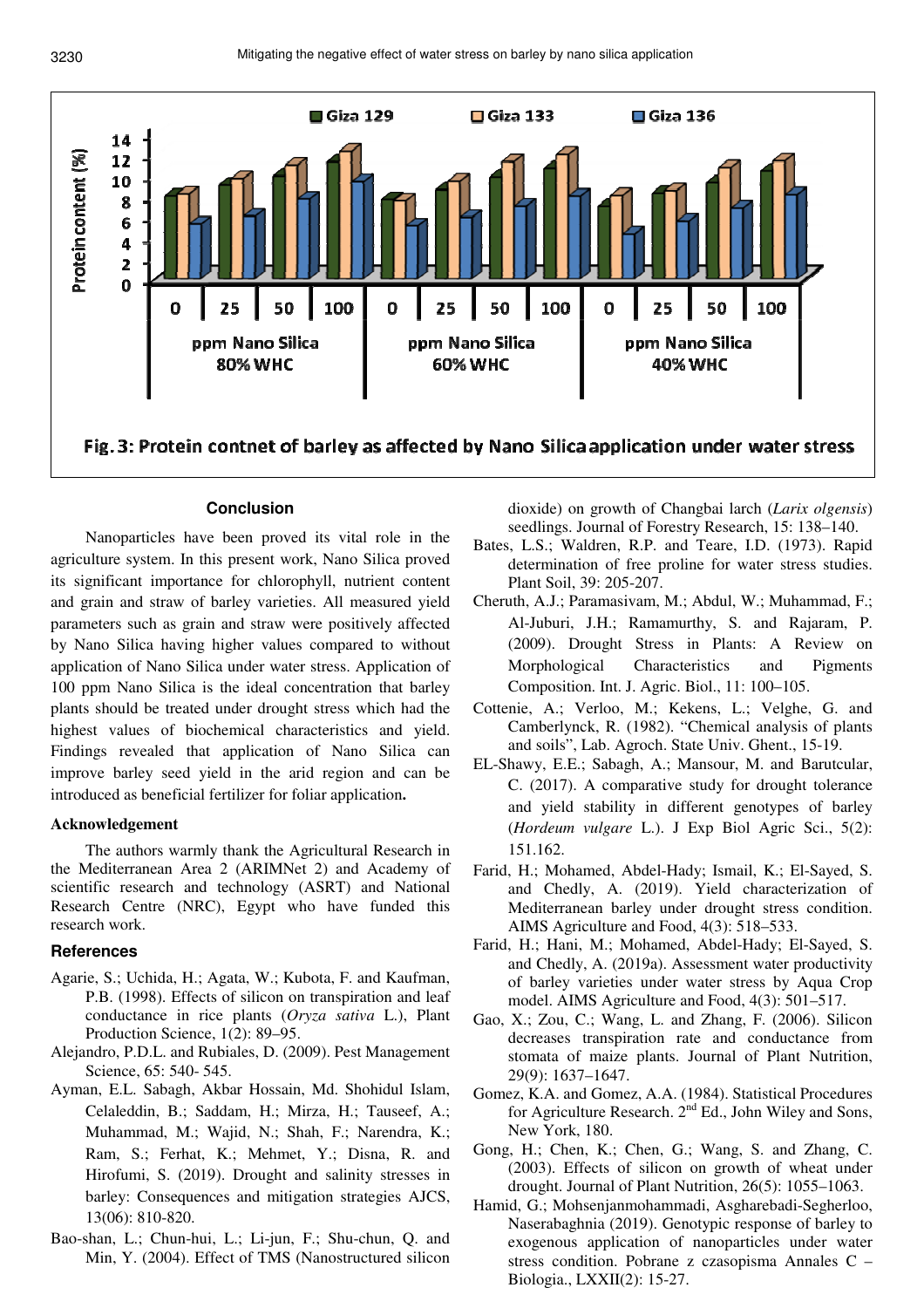Fig. 3: Protein contnet of barley as affected by Nano Silica application under water stress

## Conclusion

Nanoparticles have been proved its vital role in the agriculture system. In this present work, Nano Silica proved its significant importance for chlorophyll, nutrient content and grain and straw of barley varieties. All measured yield parameters such as grain and straw were positively affected by Nano Silica having higher values compared to without application of Nano Silica under water stress. Application of 100 ppm Nano Silica is the ideal concentration that barley plants should be treated under drought stress which had the highest values of biochemical characteristics and yield. Findings revealed that application of Nano Silica can improve barley seed yield in the arid region and can be introduced as beneficial fertilizer for foliar application**.**

### Acknowledgement

The authors warmly thank the Agricultural Research in the Mediterranean Area 2 (ARIMNet 2) and Academy of scientific research and technology (ASRT) and National Research Centre (NRC), Egypt who have funded this research work.

## References

Agarie, S.; Uchida, H.; Agata, W.; Kubota, F. and Kaufman, P.B. (1998). Effects of silicon on transpiration and leaf conductance in rice plants (*Oryza sativa* L.), Plant Production Science, 1(2): 89–95.

Alejandro, P.D.L. and Rubiales, D. (2009). Pest Management Science, 65: 540- 545.

Ayman, E.L. Sabagh, Akbar Hossain, Md. Shohidul Islam, Celaleddin, B.; Saddam, H.; Mirza, H.; Tauseef, A.; Muhammad, M.; Wajid, N.; Shah, F.; Narendra, K.; Ram, S.; Ferhat, K.; Mehmet, Y.; Disna, R. and Hirofumi, S. (2019). Drought and salinity stresses in barley: Consequences and mitigation strategies AJCS, 13(06): 810-820.

Bao-shan, L.; Chun-hui, L.; Li-jun, F.; Shu-chun, Q. and Min, Y. (2004). Effect of TMS (Nanostructured silicon dioxide) on growth of Changbai larch (*Larix olgensis*) seedlings. Journal of Forestry Research, 15: 138–140.

Bates, L.S.; Waldren, R.P. and Teare, I.D. (1973). Rapid determination of free proline for water stress studies. Plant Soil, 39: 205-207.

Cheruth, A.J.; Paramasivam, M.; Abdul, W.; Muhammad, F.; Al-Juburi, J.H.; Ramamurthy, S. and Rajaram, P. (2009). Drought Stress in Plants: A Review on Morphological Characteristics and Pigments Composition. Int. J. Agric. Biol., 11: 100–105.

Cottenie, A.; Verloo, M.; Kekens, L.; Velghe, G. and Camberlynck, R. (1982). "Chemical analysis of plants and soils", Lab. Agroch. State Univ. Ghent., 15-19.

EL-Shawy, E.E.; Sabagh, A.; Mansour, M. and Barutcular, C. (2017). A comparative study for drought tolerance and yield stability in different genotypes of barley (*Hordeum vulgare* L.). J Exp Biol Agric Sci., 5(2): 151.162.

Farid, H.; Mohamed, Abdel-Hady; Ismail, K.; El-Sayed, S. and Chedly, A. (2019). Yield characterization of Mediterranean barley under drought stress condition. AIMS Agriculture and Food, 4(3): 518–533.

Farid, H.; Hani, M.; Mohamed, Abdel-Hady; El-Sayed, S. and Chedly, A. (2019a). Assessment water productivity of barley varieties under water stress by Aqua Crop model. AIMS Agriculture and Food, 4(3): 501–517.

Gao, X.; Zou, C.; Wang, L. and Zhang, F. (2006). Silicon decreases transpiration rate and conductance from stomata of maize plants. Journal of Plant Nutrition, 29(9): 1637–1647.

Gomez, K.A. and Gomez, A.A. (1984). Statistical Procedures for Agriculture Research. 2nd Ed., John Wiley and Sons, New York, 180.

Gong, H.; Chen, K.; Chen, G.; Wang, S. and Zhang, C. (2003). Effects of silicon on growth of wheat under drought. Journal of Plant Nutrition, 26(5): 1055–1063.

Hamid, G.; Mohsenjanmohammadi, Asgharebadi-Segherloo, Naserabaghnia (2019). Genotypic response of barley to exogenous application of nanoparticles under water stress condition. Pobrane z czasopisma Annales C – Biologia., LXXII(2): 15-27.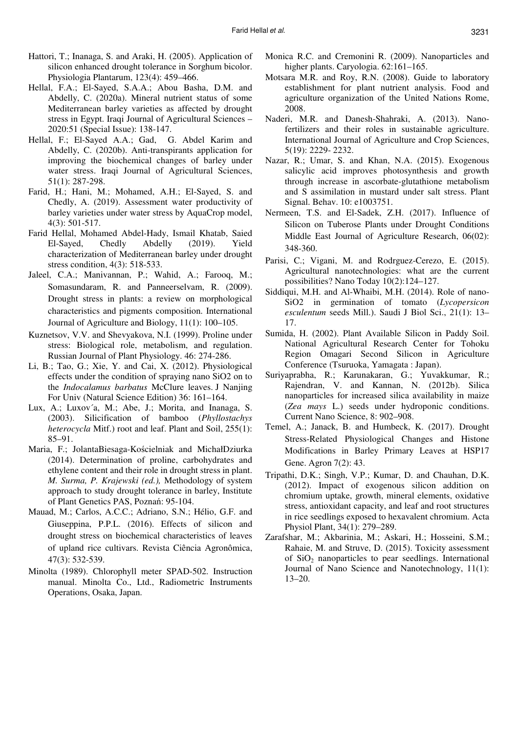Hattori, T.; Inanaga, S. and Araki, H. (2005). Application of silicon enhanced drought tolerance in Sorghum bicolor. Physiologia Plantarum, 123(4): 459–466.

Hellal, F.A.; El-Sayed, S.A.A.; Abou Basha, D.M. and Abdelly, C. (2020a). Mineral nutrient status of some Mediterranean barley varieties as affected by drought stress in Egypt. Iraqi Journal of Agricultural Sciences – 2020:51 (Special Issue): 138-147.

Hellal, F.; El-Sayed A.A.; Gad, G. Abdel Karim and Abdelly, C. (2020b). Anti-transpirants application for improving the biochemical changes of barley under water stress. Iraqi Journal of Agricultural Sciences, 51(1): 287-298.

Farid, H.; Hani, M.; Mohamed, A.H.; El-Sayed, S. and Chedly, A. (2019). Assessment water productivity of barley varieties under water stress by AquaCrop model, 4(3): 501-517.

Farid Hellal, Mohamed Abdel-Hady, Ismail Khatab, Saied El-Sayed, Chedly Abdelly (2019). Yield characterization of Mediterranean barley under drought stress condition, 4(3): 518-533.

Jaleel, C.A.; Manivannan, P.; Wahid, A.; Farooq, M.; Somasundaram, R. and Panneerselvam, R. (2009). Drought stress in plants: a review on morphological characteristics and pigments composition. International Journal of Agriculture and Biology, 11(1): 100–105.

Kuznetsov, V.V. and Shevyakova, N.I. (1999). Proline under stress: Biological role, metabolism, and regulation. Russian Journal of Plant Physiology. 46: 274-286.

Li, B.; Tao, G.; Xie, Y. and Cai, X. (2012). Physiological effects under the condition of spraying nano SiO2 on to the *Indocalamus barbatus* McClure leaves. J Nanjing For Univ (Natural Science Edition) 36: 161–164.

Lux, A.; Luxov´a, M.; Abe, J.; Morita, and Inanaga, S. (2003). Silicification of bamboo (*Phyllostachys heterocycla* Mitf.) root and leaf. Plant and Soil, 255(1): 85–91.

Maria, F.; JolantaBiesaga-Kościelniak and MichałDziurka (2014). Determination of proline, carbohydrates and ethylene content and their role in drought stress in plant. *M. Surma, P. Krajewski (ed.),* Methodology of system approach to study drought tolerance in barley, Institute of Plant Genetics PAS, Poznań: 95-104.

Mauad, M.; Carlos, A.C.C.; Adriano, S.N.; Hélio, G.F. and Giuseppina, P.P.L. (2016). Effects of silicon and drought stress on biochemical characteristics of leaves of upland rice cultivars. Revista Ciência Agronômica, 47(3): 532-539.

Minolta (1989). Chlorophyll meter SPAD-502. Instruction manual. Minolta Co., Ltd., Radiometric Instruments Operations, Osaka, Japan.

Monica R.C. and Cremonini R. (2009). Nanoparticles and higher plants. Caryologia. 62:161–165.

Motsara M.R. and Roy, R.N. (2008). Guide to laboratory establishment for plant nutrient analysis. Food and agriculture organization of the United Nations Rome, 2008.

Naderi, M.R. and Danesh-Shahraki, A. (2013). Nano-fertilizers and their roles in sustainable agriculture. International Journal of Agriculture and Crop Sciences, 5(19): 2229- 2232.

Nazar, R.; Umar, S. and Khan, N.A. (2015). Exogenous salicylic acid improves photosynthesis and growth through increase in ascorbate-glutathione metabolism and S assimilation in mustard under salt stress. Plant Signal. Behav. 10: e1003751.

Nermeen, T.S. and El-Sadek, Z.H. (2017). Influence of Silicon on Tuberose Plants under Drought Conditions Middle East Journal of Agriculture Research, 06(02): 348-360.

Parisi, C.; Vigani, M. and Rodrguez-Cerezo, E. (2015). Agricultural nanotechnologies: what are the current possibilities? Nano Today 10(2):124–127.

Siddiqui, M.H. and Al-Whaibi, M.H. (2014). Role of nano-SiO2 in germination of tomato (*Lycopersicon esculentum* seeds Mill.). Saudi J Biol Sci., 21(1): 13–17.

Sumida, H. (2002). Plant Available Silicon in Paddy Soil. National Agricultural Research Center for Tohoku Region Omagari Second Silicon in Agriculture Conference (Tsuruoka, Yamagata : Japan).

Suriyaprabha, R.; Karunakaran, G.; Yuvakkumar, R.; Rajendran, V. and Kannan, N. (2012b). Silica nanoparticles for increased silica availability in maize (*Zea mays* L.) seeds under hydroponic conditions. Current Nano Science, 8: 902–908.

Temel, A.; Janack, B. and Humbeck, K. (2017). Drought Stress-Related Physiological Changes and Histone Modifications in Barley Primary Leaves at HSP17 Gene. Agron 7(2): 43.

Tripathi, D.K.; Singh, V.P.; Kumar, D. and Chauhan, D.K. (2012). Impact of exogenous silicon addition on chromium uptake, growth, mineral elements, oxidative stress, antioxidant capacity, and leaf and root structures in rice seedlings exposed to hexavalent chromium. Acta Physiol Plant, 34(1): 279–289.

Zarafshar, M.; Akbarinia, M.; Askari, H.; Hosseini, S.M.; Rahaie, M. and Struve, D. (2015). Toxicity assessment of $SiO_2$ nanoparticles to pear seedlings. International Journal of Nano Science and Nanotechnology, 11(1): 13–20.